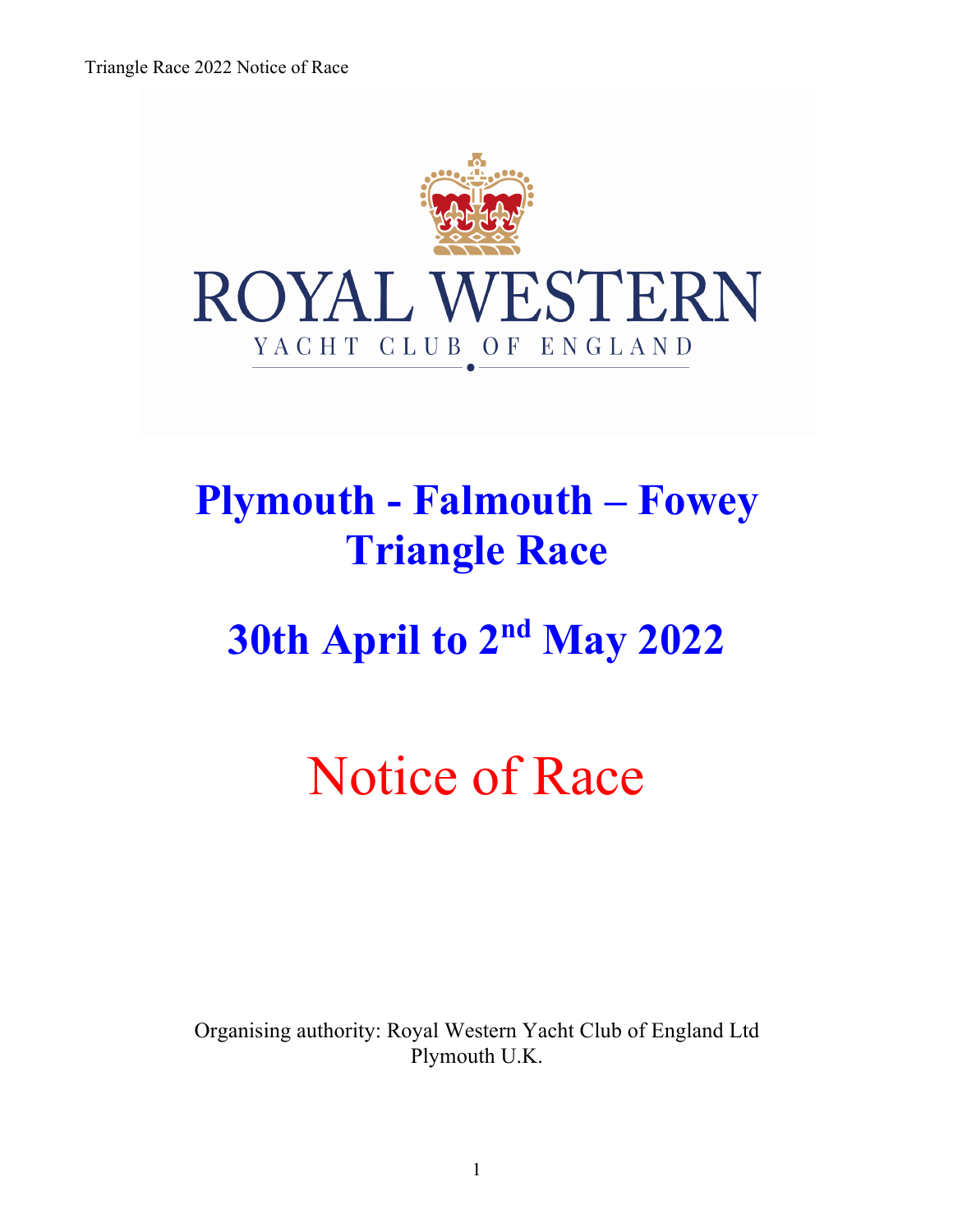ROYAL WESTERN

YACHT CLUB OF ENGLAND

# Plymouth - Falmouth – Fowey Triangle Race

# 30th April to 2nd May 2022

# Notice of Race

Organising authority: Royal Western Yacht Club of England Ltd
Plymouth U.K.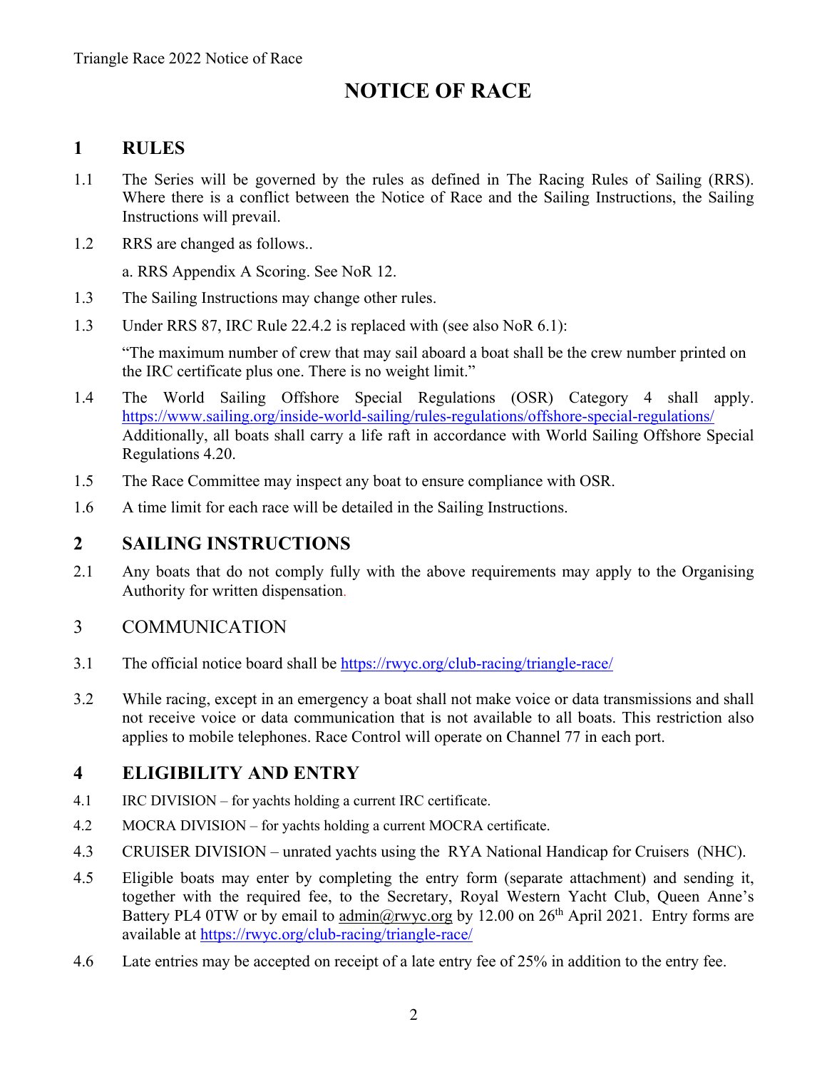# NOTICE OF RACE

## 1 RULES

1.1 The Series will be governed by the rules as defined in The Racing Rules of Sailing (RRS). Where there is a conflict between the Notice of Race and the Sailing Instructions, the Sailing Instructions will prevail.

1.2 RRS are changed as follows..

a. RRS Appendix A Scoring. See NoR 12.

1.3 The Sailing Instructions may change other rules.

1.3 Under RRS 87, IRC Rule 22.4.2 is replaced with (see also NoR 6.1):

"The maximum number of crew that may sail aboard a boat shall be the crew number printed on the IRC certificate plus one. There is no weight limit."

1.4 The World Sailing Offshore Special Regulations (OSR) Category 4 shall apply. https://www.sailing.org/inside-world-sailing/rules-regulations/offshore-special-regulations/ Additionally, all boats shall carry a life raft in accordance with World Sailing Offshore Special Regulations 4.20.

1.5 The Race Committee may inspect any boat to ensure compliance with OSR.

1.6 A time limit for each race will be detailed in the Sailing Instructions.

## 2 SAILING INSTRUCTIONS

2.1 Any boats that do not comply fully with the above requirements may apply to the Organising Authority for written dispensation.

## 3 COMMUNICATION

3.1 The official notice board shall be https://rwyc.org/club-racing/triangle-race/

3.2 While racing, except in an emergency a boat shall not make voice or data transmissions and shall not receive voice or data communication that is not available to all boats. This restriction also applies to mobile telephones. Race Control will operate on Channel 77 in each port.

## 4 ELIGIBILITY AND ENTRY

4.1 IRC DIVISION – for yachts holding a current IRC certificate.

4.2 MOCRA DIVISION – for yachts holding a current MOCRA certificate.

4.3 CRUISER DIVISION – unrated yachts using the RYA National Handicap for Cruisers (NHC).

4.5 Eligible boats may enter by completing the entry form (separate attachment) and sending it, together with the required fee, to the Secretary, Royal Western Yacht Club, Queen Anne's Battery PL4 0TW or by email to admin@rwyc.org by 12.00 on 26th April 2021. Entry forms are available at https://rwyc.org/club-racing/triangle-race/

4.6 Late entries may be accepted on receipt of a late entry fee of 25% in addition to the entry fee.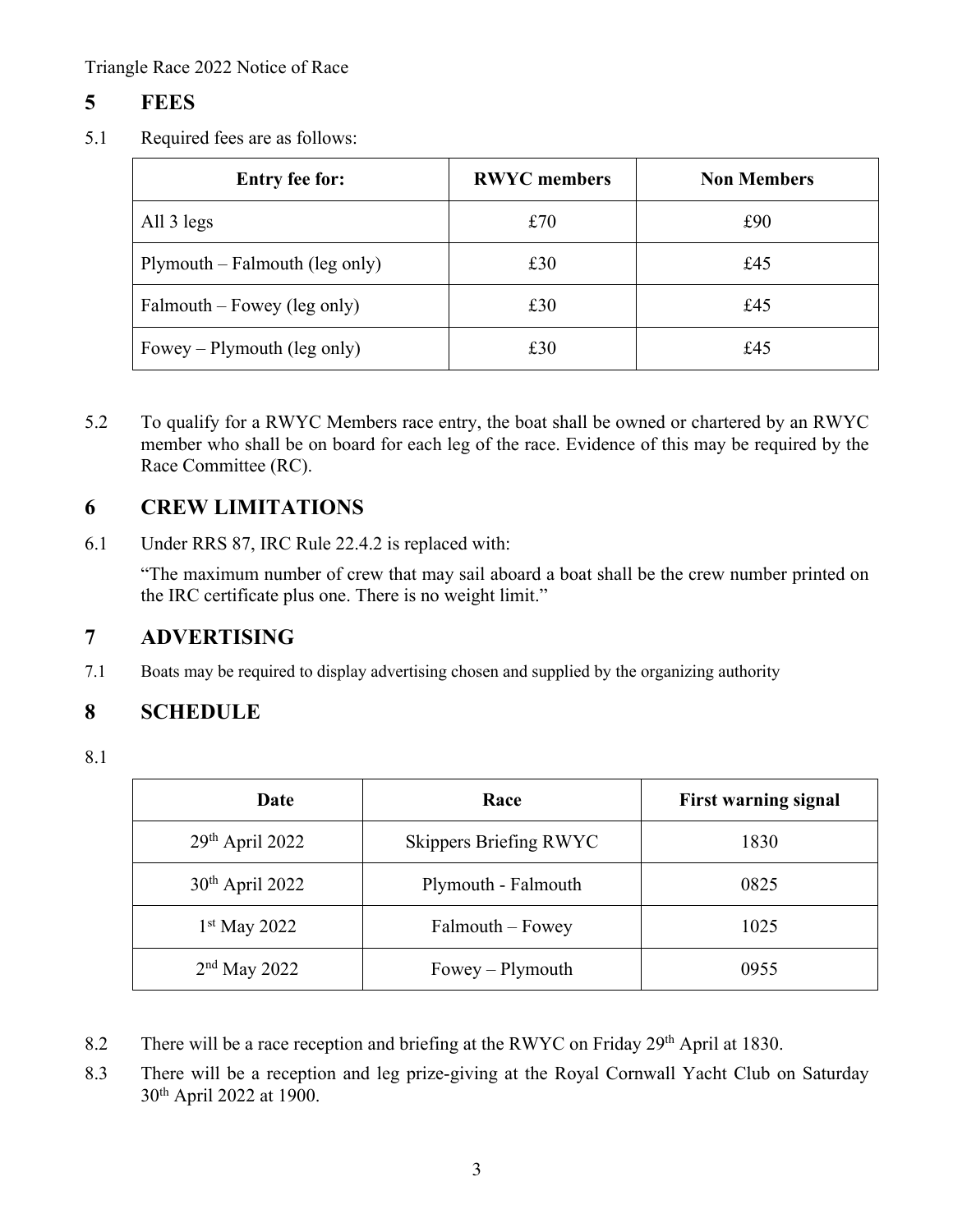## 5 FEES

5.1 Required fees are as follows:

| Entry fee for: | RWYC members | Non Members |
|---|---|---|
| All 3 legs | £70 | £90 |
| Plymouth – Falmouth (leg only) | £30 | £45 |
| Falmouth – Fowey (leg only) | £30 | £45 |
| Fowey – Plymouth (leg only) | £30 | £45 |

5.2 To qualify for a RWYC Members race entry, the boat shall be owned or chartered by an RWYC member who shall be on board for each leg of the race. Evidence of this may be required by the Race Committee (RC).

## 6 CREW LIMITATIONS

6.1 Under RRS 87, IRC Rule 22.4.2 is replaced with:

"The maximum number of crew that may sail aboard a boat shall be the crew number printed on the IRC certificate plus one. There is no weight limit."

## 7 ADVERTISING

7.1 Boats may be required to display advertising chosen and supplied by the organizing authority

## 8 SCHEDULE

8.1

| Date | Race | First warning signal |
|---|---|---|
| 29th April 2022 | Skippers Briefing RWYC | 1830 |
| 30th April 2022 | Plymouth - Falmouth | 0825 |
| 1st May 2022 | Falmouth – Fowey | 1025 |
| 2nd May 2022 | Fowey – Plymouth | 0955 |

8.2 There will be a race reception and briefing at the RWYC on Friday 29th April at 1830.

8.3 There will be a reception and leg prize-giving at the Royal Cornwall Yacht Club on Saturday 30th April 2022 at 1900.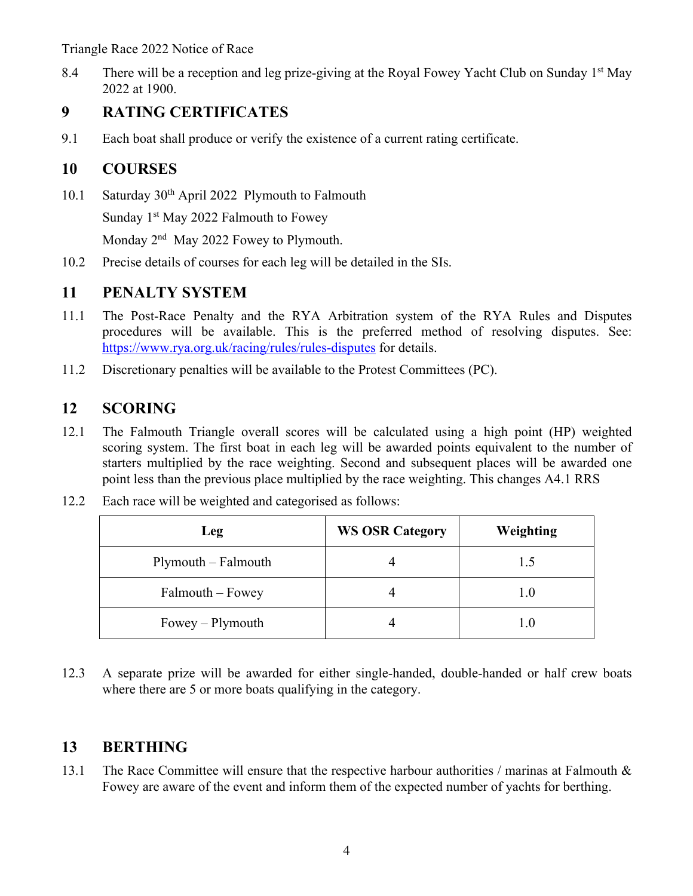8.4 There will be a reception and leg prize-giving at the Royal Fowey Yacht Club on Sunday 1st May 2022 at 1900.

## 9 RATING CERTIFICATES

9.1 Each boat shall produce or verify the existence of a current rating certificate.

## 10 COURSES

10.1 Saturday 30th April 2022 Plymouth to Falmouth

Sunday 1st May 2022 Falmouth to Fowey

Monday 2nd May 2022 Fowey to Plymouth.

10.2 Precise details of courses for each leg will be detailed in the SIs.

## 11 PENALTY SYSTEM

11.1 The Post-Race Penalty and the RYA Arbitration system of the RYA Rules and Disputes procedures will be available. This is the preferred method of resolving disputes. See: https://www.rya.org.uk/racing/rules/rules-disputes for details.

11.2 Discretionary penalties will be available to the Protest Committees (PC).

## 12 SCORING

12.1 The Falmouth Triangle overall scores will be calculated using a high point (HP) weighted scoring system. The first boat in each leg will be awarded points equivalent to the number of starters multiplied by the race weighting. Second and subsequent places will be awarded one point less than the previous place multiplied by the race weighting. This changes A4.1 RRS

12.2 Each race will be weighted and categorised as follows:

| Leg | WS OSR Category | Weighting |
|---|---|---|
| Plymouth – Falmouth | 4 | 1.5 |
| Falmouth – Fowey | 4 | 1.0 |
| Fowey – Plymouth | 4 | 1.0 |

12.3 A separate prize will be awarded for either single-handed, double-handed or half crew boats where there are 5 or more boats qualifying in the category.

## 13 BERTHING

13.1 The Race Committee will ensure that the respective harbour authorities / marinas at Falmouth & Fowey are aware of the event and inform them of the expected number of yachts for berthing.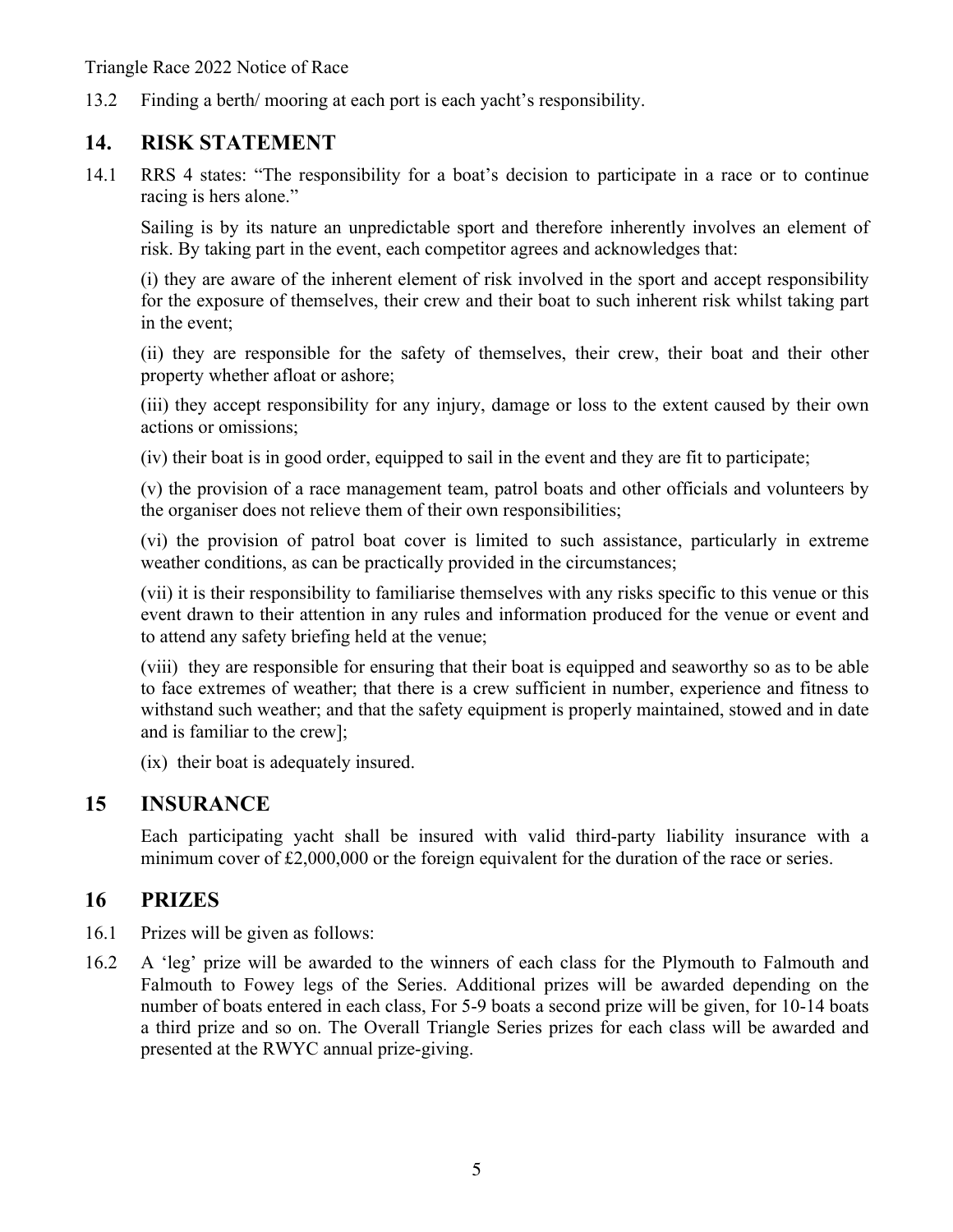13.2 Finding a berth/ mooring at each port is each yacht's responsibility.

## 14. RISK STATEMENT

14.1 RRS 4 states: "The responsibility for a boat's decision to participate in a race or to continue racing is hers alone."

Sailing is by its nature an unpredictable sport and therefore inherently involves an element of risk. By taking part in the event, each competitor agrees and acknowledges that:

(i) they are aware of the inherent element of risk involved in the sport and accept responsibility for the exposure of themselves, their crew and their boat to such inherent risk whilst taking part in the event;

(ii) they are responsible for the safety of themselves, their crew, their boat and their other property whether afloat or ashore;

(iii) they accept responsibility for any injury, damage or loss to the extent caused by their own actions or omissions;

(iv) their boat is in good order, equipped to sail in the event and they are fit to participate;

(v) the provision of a race management team, patrol boats and other officials and volunteers by the organiser does not relieve them of their own responsibilities;

(vi) the provision of patrol boat cover is limited to such assistance, particularly in extreme weather conditions, as can be practically provided in the circumstances;

(vii) it is their responsibility to familiarise themselves with any risks specific to this venue or this event drawn to their attention in any rules and information produced for the venue or event and to attend any safety briefing held at the venue;

(viii) they are responsible for ensuring that their boat is equipped and seaworthy so as to be able to face extremes of weather; that there is a crew sufficient in number, experience and fitness to withstand such weather; and that the safety equipment is properly maintained, stowed and in date and is familiar to the crew];

(ix) their boat is adequately insured.

## 15 INSURANCE

Each participating yacht shall be insured with valid third-party liability insurance with a minimum cover of £2,000,000 or the foreign equivalent for the duration of the race or series.

## 16 PRIZES

16.1 Prizes will be given as follows:

16.2 A 'leg' prize will be awarded to the winners of each class for the Plymouth to Falmouth and Falmouth to Fowey legs of the Series. Additional prizes will be awarded depending on the number of boats entered in each class, For 5-9 boats a second prize will be given, for 10-14 boats a third prize and so on. The Overall Triangle Series prizes for each class will be awarded and presented at the RWYC annual prize-giving.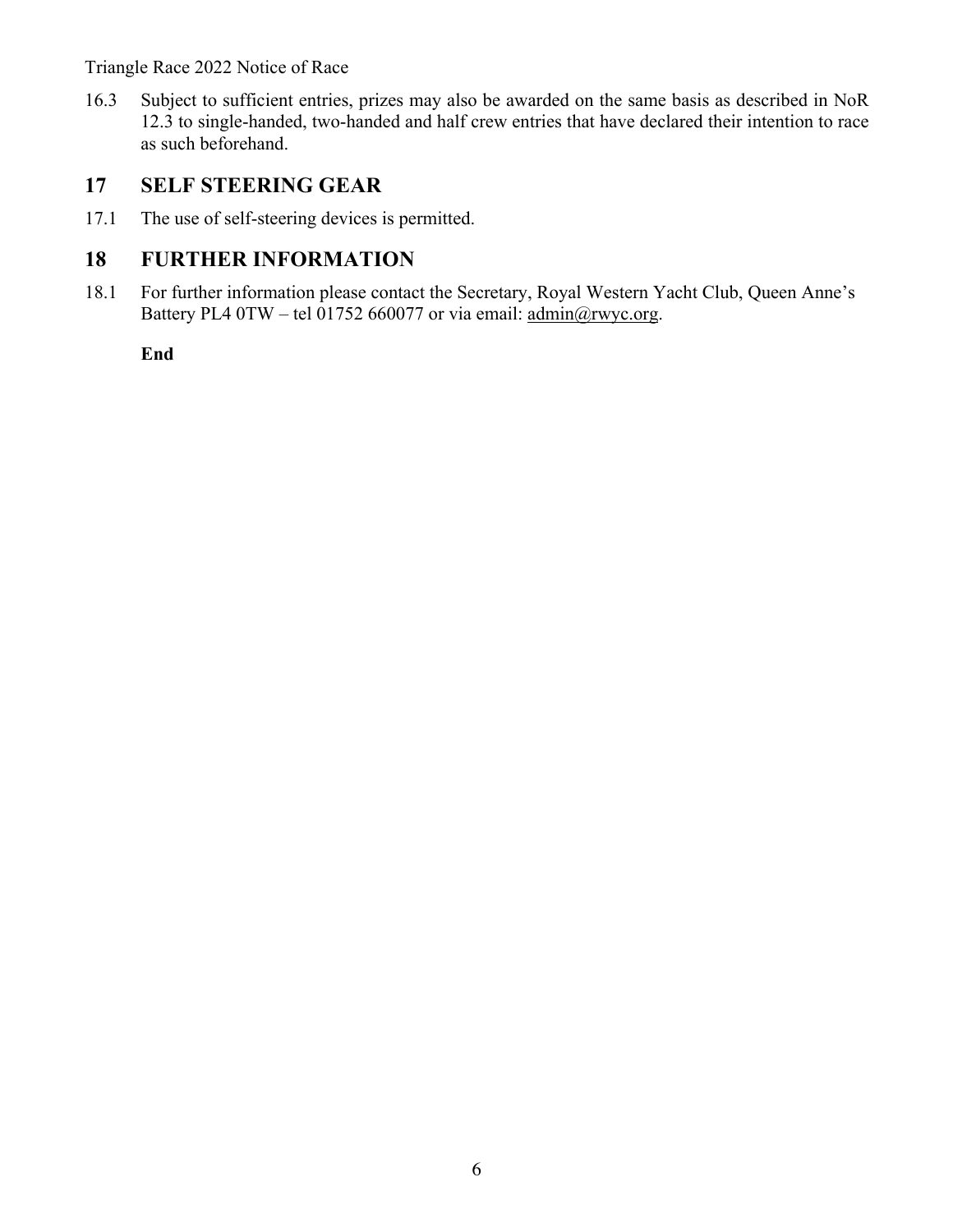16.3 Subject to sufficient entries, prizes may also be awarded on the same basis as described in NoR 12.3 to single-handed, two-handed and half crew entries that have declared their intention to race as such beforehand.

## 17 SELF STEERING GEAR

17.1 The use of self-steering devices is permitted.

## 18 FURTHER INFORMATION

18.1 For further information please contact the Secretary, Royal Western Yacht Club, Queen Anne's Battery PL4 0TW – tel 01752 660077 or via email: admin@rwyc.org.

**End**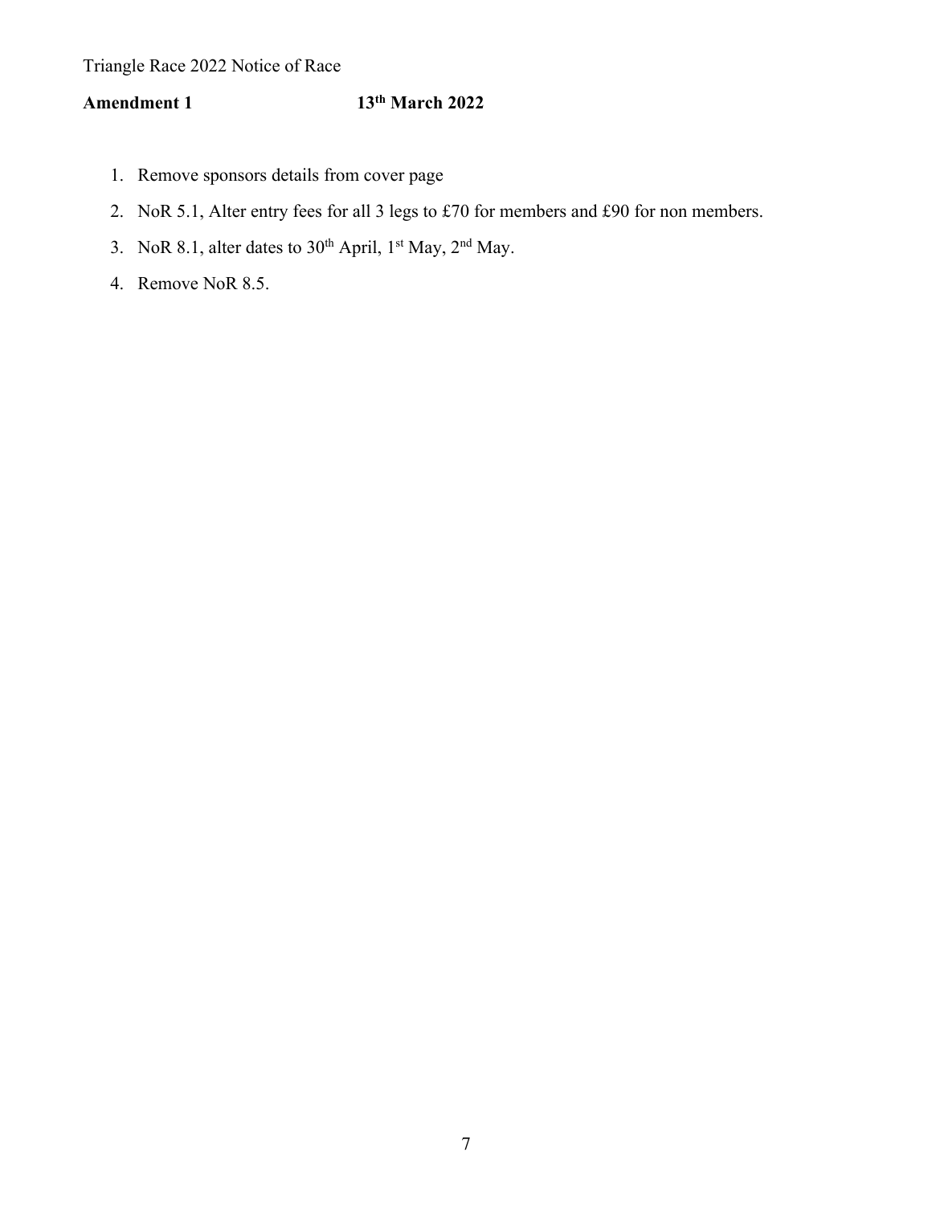Triangle Race 2022 Notice of Race

**Amendment 1 13th March 2022**

1. Remove sponsors details from cover page
2. NoR 5.1, Alter entry fees for all 3 legs to £70 for members and £90 for non members.
3. NoR 8.1, alter dates to 30th April, 1st May, 2nd May.
4. Remove NoR 8.5.